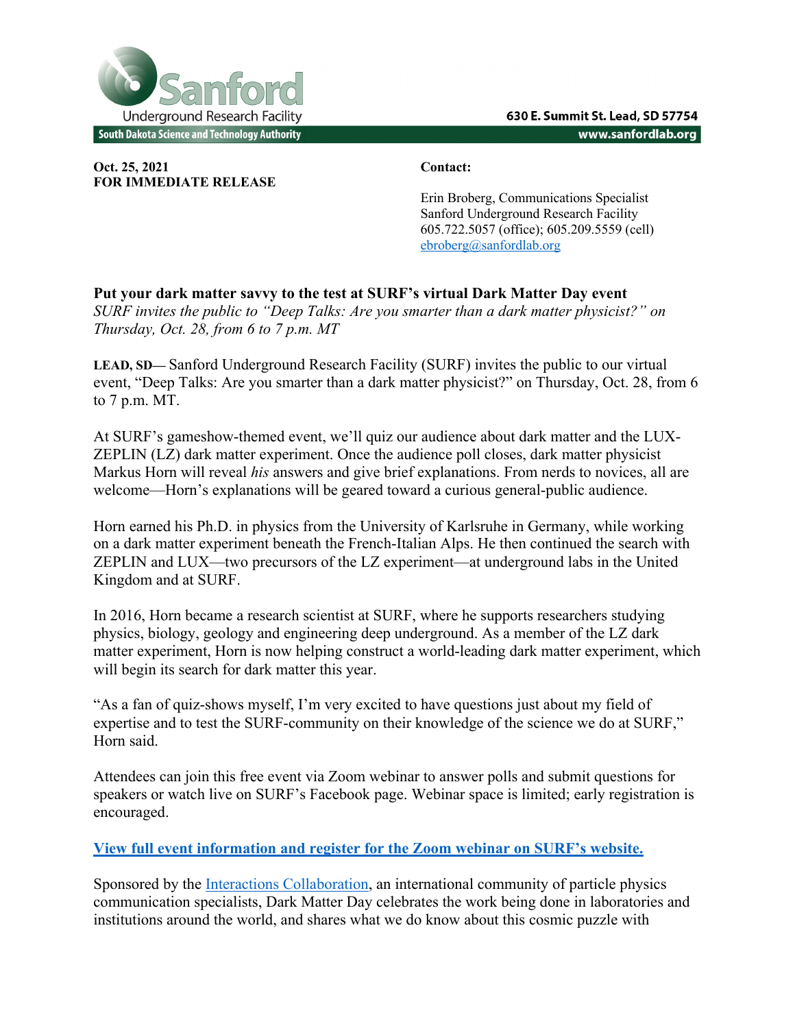Sanford Underground Research Facility
South Dakota Science and Technology Authority

630 E. Summit St. Lead, SD 57754
www.sanfordlab.org

**Oct. 25, 2021**
**FOR IMMEDIATE RELEASE**

**Contact:**

Erin Broberg, Communications Specialist
Sanford Underground Research Facility
605.722.5057 (office); 605.209.5559 (cell)
ebroberg@sanfordlab.org

**Put your dark matter savvy to the test at SURF's virtual Dark Matter Day event**
*SURF invites the public to "Deep Talks: Are you smarter than a dark matter physicist?" on Thursday, Oct. 28, from 6 to 7 p.m. MT*

**LEAD, SD—** Sanford Underground Research Facility (SURF) invites the public to our virtual event, "Deep Talks: Are you smarter than a dark matter physicist?" on Thursday, Oct. 28, from 6 to 7 p.m. MT.

At SURF's gameshow-themed event, we'll quiz our audience about dark matter and the LUX-ZEPLIN (LZ) dark matter experiment. Once the audience poll closes, dark matter physicist Markus Horn will reveal *his* answers and give brief explanations. From nerds to novices, all are welcome—Horn's explanations will be geared toward a curious general-public audience.

Horn earned his Ph.D. in physics from the University of Karlsruhe in Germany, while working on a dark matter experiment beneath the French-Italian Alps. He then continued the search with ZEPLIN and LUX—two precursors of the LZ experiment—at underground labs in the United Kingdom and at SURF.

In 2016, Horn became a research scientist at SURF, where he supports researchers studying physics, biology, geology and engineering deep underground. As a member of the LZ dark matter experiment, Horn is now helping construct a world-leading dark matter experiment, which will begin its search for dark matter this year.

"As a fan of quiz-shows myself, I'm very excited to have questions just about my field of expertise and to test the SURF-community on their knowledge of the science we do at SURF," Horn said.

Attendees can join this free event via Zoom webinar to answer polls and submit questions for speakers or watch live on SURF's Facebook page. Webinar space is limited; early registration is encouraged.

**View full event information and register for the Zoom webinar on SURF's website.**

Sponsored by the Interactions Collaboration, an international community of particle physics communication specialists, Dark Matter Day celebrates the work being done in laboratories and institutions around the world, and shares what we do know about this cosmic puzzle with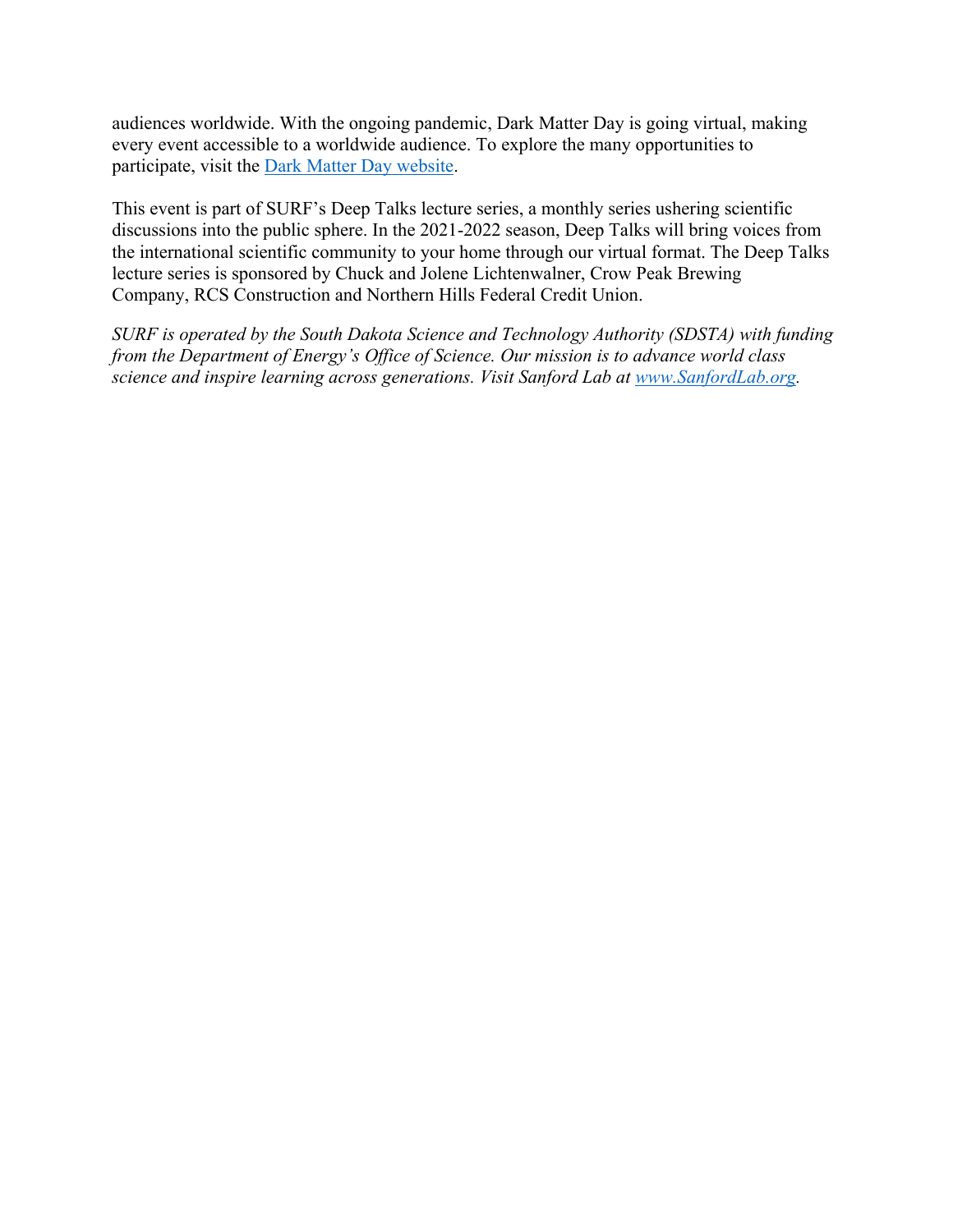audiences worldwide. With the ongoing pandemic, Dark Matter Day is going virtual, making every event accessible to a worldwide audience. To explore the many opportunities to participate, visit the [Dark Matter Day website](#).

This event is part of SURF's Deep Talks lecture series, a monthly series ushering scientific discussions into the public sphere. In the 2021-2022 season, Deep Talks will bring voices from the international scientific community to your home through our virtual format. The Deep Talks lecture series is sponsored by Chuck and Jolene Lichtenwalner, Crow Peak Brewing Company, RCS Construction and Northern Hills Federal Credit Union.

*SURF is operated by the South Dakota Science and Technology Authority (SDSTA) with funding from the Department of Energy's Office of Science. Our mission is to advance world class science and inspire learning across generations. Visit Sanford Lab at [www.SanfordLab.org](http://www.SanfordLab.org).*